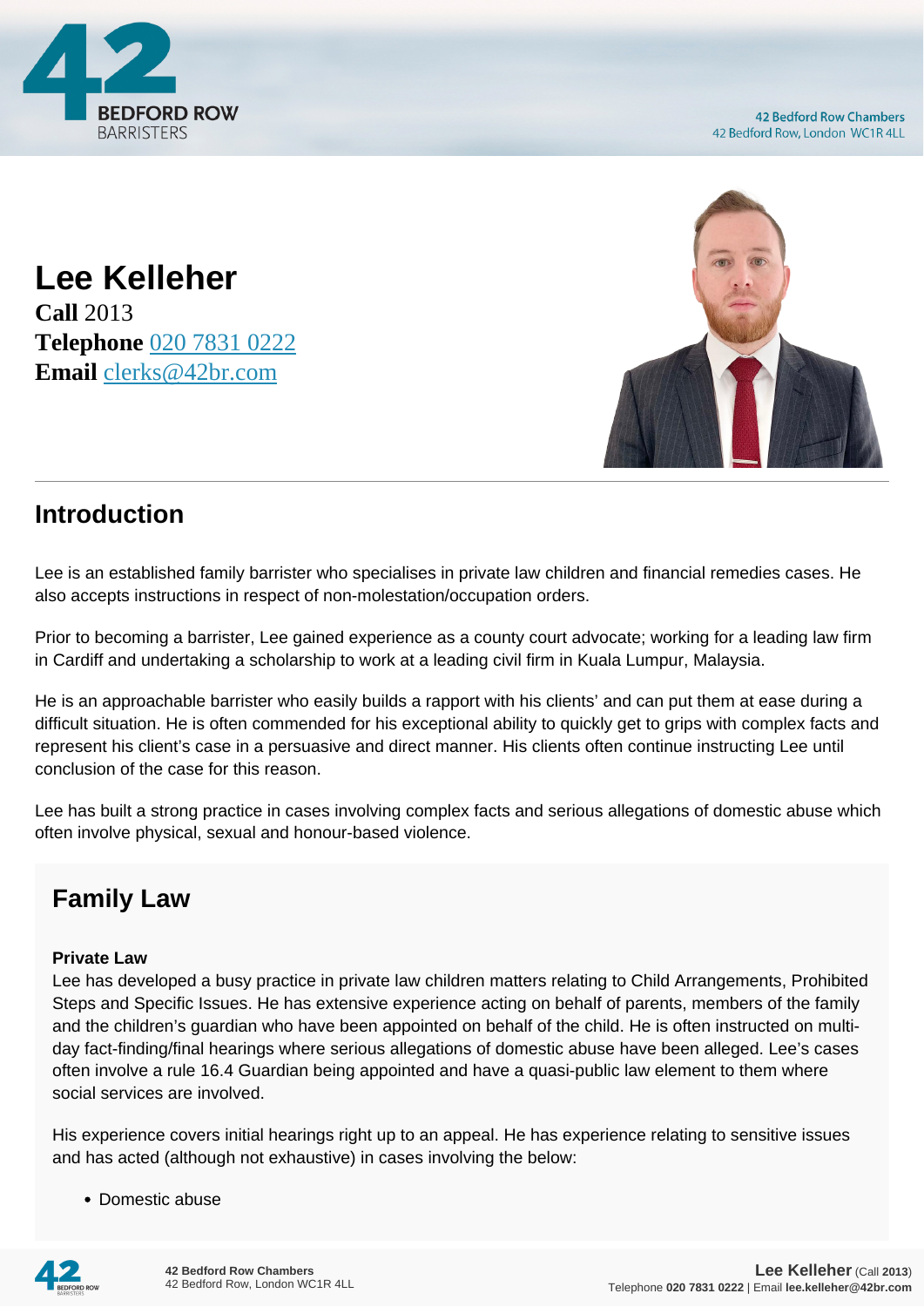# Lee Kelleher

**Call** 2013
**Telephone** 020 7831 0222
**Email** clerks@42br.com

## Introduction

Lee is an established family barrister who specialises in private law children and financial remedies cases. He also accepts instructions in respect of non-molestation/occupation orders.

Prior to becoming a barrister, Lee gained experience as a county court advocate; working for a leading law firm in Cardiff and undertaking a scholarship to work at a leading civil firm in Kuala Lumpur, Malaysia.

He is an approachable barrister who easily builds a rapport with his clients' and can put them at ease during a difficult situation. He is often commended for his exceptional ability to quickly get to grips with complex facts and represent his client's case in a persuasive and direct manner. His clients often continue instructing Lee until conclusion of the case for this reason.

Lee has built a strong practice in cases involving complex facts and serious allegations of domestic abuse which often involve physical, sexual and honour-based violence.

## Family Law

#### Private Law

Lee has developed a busy practice in private law children matters relating to Child Arrangements, Prohibited Steps and Specific Issues. He has extensive experience acting on behalf of parents, members of the family and the children's guardian who have been appointed on behalf of the child. He is often instructed on multi-day fact-finding/final hearings where serious allegations of domestic abuse have been alleged. Lee's cases often involve a rule 16.4 Guardian being appointed and have a quasi-public law element to them where social services are involved.

His experience covers initial hearings right up to an appeal. He has experience relating to sensitive issues and has acted (although not exhaustive) in cases involving the below:

- Domestic abuse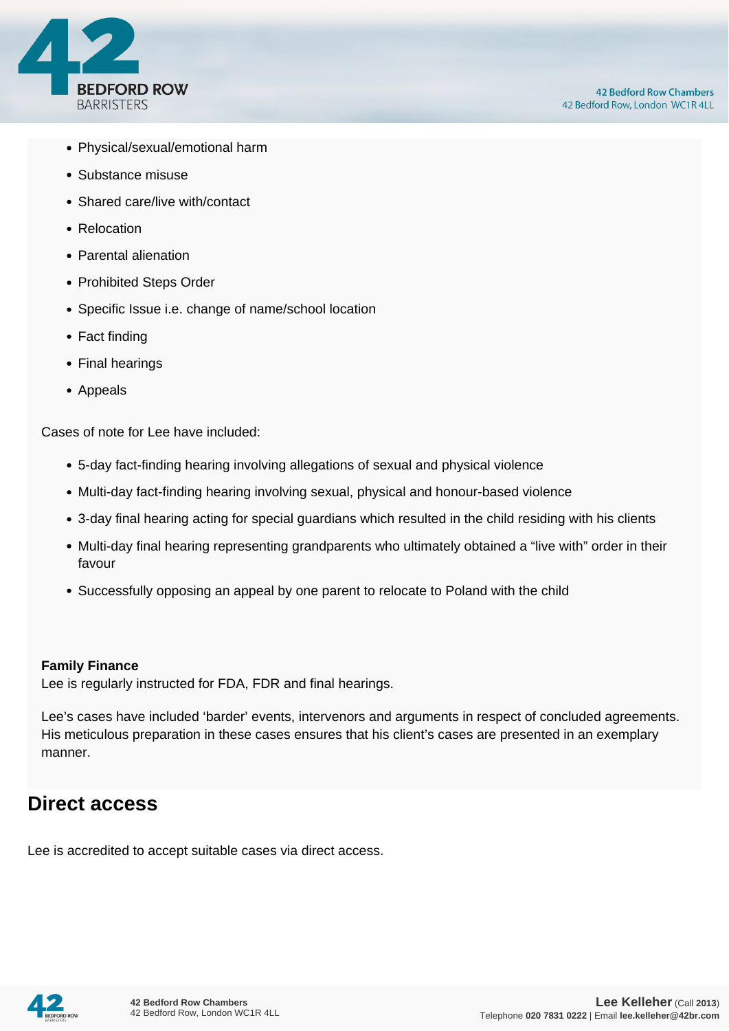- Physical/sexual/emotional harm
- Substance misuse
- Shared care/live with/contact
- Relocation
- Parental alienation
- Prohibited Steps Order
- Specific Issue i.e. change of name/school location
- Fact finding
- Final hearings
- Appeals

Cases of note for Lee have included:

- 5-day fact-finding hearing involving allegations of sexual and physical violence
- Multi-day fact-finding hearing involving sexual, physical and honour-based violence
- 3-day final hearing acting for special guardians which resulted in the child residing with his clients
- Multi-day final hearing representing grandparents who ultimately obtained a "live with" order in their favour
- Successfully opposing an appeal by one parent to relocate to Poland with the child

**Family Finance**
Lee is regularly instructed for FDA, FDR and final hearings.

Lee's cases have included 'barder' events, intervenors and arguments in respect of concluded agreements. His meticulous preparation in these cases ensures that his client's cases are presented in an exemplary manner.

## Direct access

Lee is accredited to accept suitable cases via direct access.